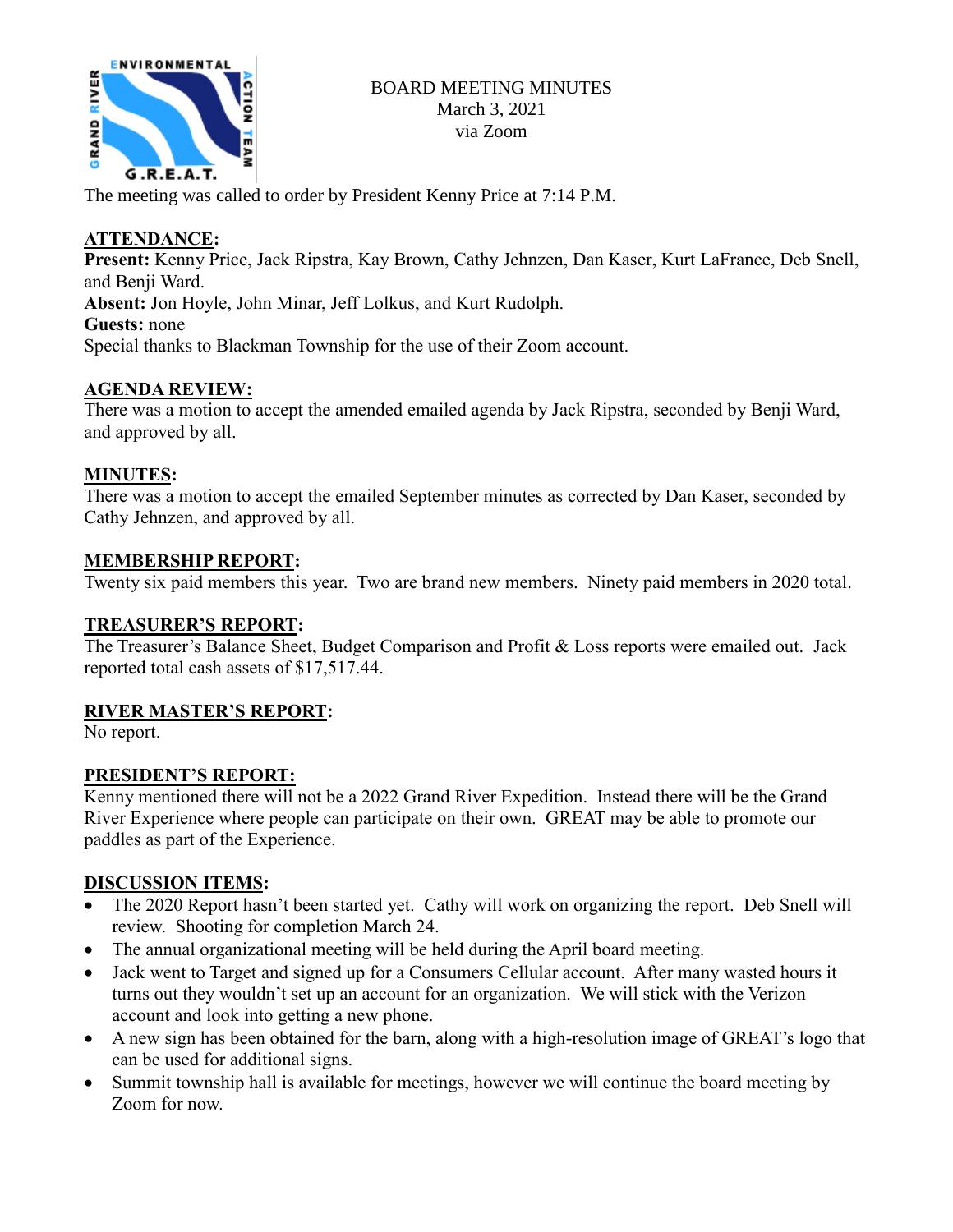BOARD MEETING MINUTES
March 3, 2021
via Zoom

The meeting was called to order by President Kenny Price at 7:14 P.M.

**ATTENDANCE:**
**Present:** Kenny Price, Jack Ripstra, Kay Brown, Cathy Jehnzen, Dan Kaser, Kurt LaFrance, Deb Snell, and Benji Ward.
**Absent:** Jon Hoyle, John Minar, Jeff Lolkus, and Kurt Rudolph.
**Guests:** none
Special thanks to Blackman Township for the use of their Zoom account.

**AGENDA REVIEW:**
There was a motion to accept the amended emailed agenda by Jack Ripstra, seconded by Benji Ward, and approved by all.

**MINUTES:**
There was a motion to accept the emailed September minutes as corrected by Dan Kaser, seconded by Cathy Jehnzen, and approved by all.

**MEMBERSHIP REPORT:**
Twenty six paid members this year. Two are brand new members. Ninety paid members in 2020 total.

**TREASURER'S REPORT:**
The Treasurer's Balance Sheet, Budget Comparison and Profit & Loss reports were emailed out. Jack reported total cash assets of $17,517.44.

**RIVER MASTER'S REPORT:**
No report.

**PRESIDENT'S REPORT:**
Kenny mentioned there will not be a 2022 Grand River Expedition. Instead there will be the Grand River Experience where people can participate on their own. GREAT may be able to promote our paddles as part of the Experience.

**DISCUSSION ITEMS:**

- The 2020 Report hasn't been started yet. Cathy will work on organizing the report. Deb Snell will review. Shooting for completion March 24.
- The annual organizational meeting will be held during the April board meeting.
- Jack went to Target and signed up for a Consumers Cellular account. After many wasted hours it turns out they wouldn't set up an account for an organization. We will stick with the Verizon account and look into getting a new phone.
- A new sign has been obtained for the barn, along with a high-resolution image of GREAT's logo that can be used for additional signs.
- Summit township hall is available for meetings, however we will continue the board meeting by Zoom for now.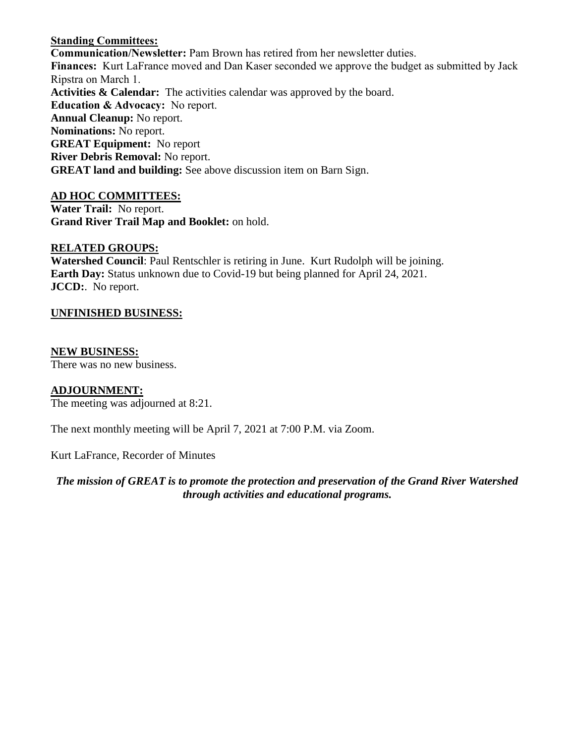**Standing Committees:**

**Communication/Newsletter:** Pam Brown has retired from her newsletter duties.

**Finances:** Kurt LaFrance moved and Dan Kaser seconded we approve the budget as submitted by Jack Ripstra on March 1.

**Activities & Calendar:** The activities calendar was approved by the board.

**Education & Advocacy:** No report.

**Annual Cleanup:** No report.

**Nominations:** No report.

**GREAT Equipment:** No report

**River Debris Removal:** No report.

**GREAT land and building:** See above discussion item on Barn Sign.

**AD HOC COMMITTEES:**

**Water Trail:** No report.

**Grand River Trail Map and Booklet:** on hold.

**RELATED GROUPS:**

**Watershed Council**: Paul Rentschler is retiring in June. Kurt Rudolph will be joining.

**Earth Day:** Status unknown due to Covid-19 but being planned for April 24, 2021.

**JCCD:**. No report.

**UNFINISHED BUSINESS:**

**NEW BUSINESS:**

There was no new business.

**ADJOURNMENT:**

The meeting was adjourned at 8:21.

The next monthly meeting will be April 7, 2021 at 7:00 P.M. via Zoom.

Kurt LaFrance, Recorder of Minutes

***The mission of GREAT is to promote the protection and preservation of the Grand River Watershed through activities and educational programs.***